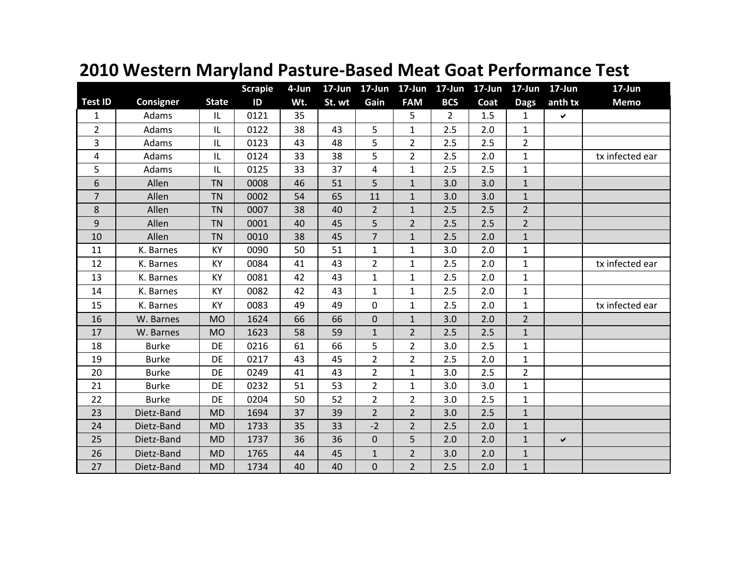# 2010 Western Maryland Pasture-Based Meat Goat Performance Test

| Test ID | Consigner | State | Scrapie ID | 4-Jun Wt. | 17-Jun St. wt | 17-Jun Gain | 17-Jun FAM | 17-Jun BCS | 17-Jun Coat | 17-Jun Dags | 17-Jun anth tx | 17-Jun Memo |
|---|---|---|---|---|---|---|---|---|---|---|---|---|
| 1 | Adams | IL | 0121 | 35 | | | 5 | 2 | 1.5 | 1 | ✔ | |
| 2 | Adams | IL | 0122 | 38 | 43 | 5 | 1 | 2.5 | 2.0 | 1 | | |
| 3 | Adams | IL | 0123 | 43 | 48 | 5 | 2 | 2.5 | 2.5 | 2 | | |
| 4 | Adams | IL | 0124 | 33 | 38 | 5 | 2 | 2.5 | 2.0 | 1 | | tx infected ear |
| 5 | Adams | IL | 0125 | 33 | 37 | 4 | 1 | 2.5 | 2.5 | 1 | | |
| 6 | Allen | TN | 0008 | 46 | 51 | 5 | 1 | 3.0 | 3.0 | 1 | | |
| 7 | Allen | TN | 0002 | 54 | 65 | 11 | 1 | 3.0 | 3.0 | 1 | | |
| 8 | Allen | TN | 0007 | 38 | 40 | 2 | 1 | 2.5 | 2.5 | 2 | | |
| 9 | Allen | TN | 0001 | 40 | 45 | 5 | 2 | 2.5 | 2.5 | 2 | | |
| 10 | Allen | TN | 0010 | 38 | 45 | 7 | 1 | 2.5 | 2.0 | 1 | | |
| 11 | K. Barnes | KY | 0090 | 50 | 51 | 1 | 1 | 3.0 | 2.0 | 1 | | |
| 12 | K. Barnes | KY | 0084 | 41 | 43 | 2 | 1 | 2.5 | 2.0 | 1 | | tx infected ear |
| 13 | K. Barnes | KY | 0081 | 42 | 43 | 1 | 1 | 2.5 | 2.0 | 1 | | |
| 14 | K. Barnes | KY | 0082 | 42 | 43 | 1 | 1 | 2.5 | 2.0 | 1 | | |
| 15 | K. Barnes | KY | 0083 | 49 | 49 | 0 | 1 | 2.5 | 2.0 | 1 | | tx infected ear |
| 16 | W. Barnes | MO | 1624 | 66 | 66 | 0 | 1 | 3.0 | 2.0 | 2 | | |
| 17 | W. Barnes | MO | 1623 | 58 | 59 | 1 | 2 | 2.5 | 2.5 | 1 | | |
| 18 | Burke | DE | 0216 | 61 | 66 | 5 | 2 | 3.0 | 2.5 | 1 | | |
| 19 | Burke | DE | 0217 | 43 | 45 | 2 | 2 | 2.5 | 2.0 | 1 | | |
| 20 | Burke | DE | 0249 | 41 | 43 | 2 | 1 | 3.0 | 2.5 | 2 | | |
| 21 | Burke | DE | 0232 | 51 | 53 | 2 | 1 | 3.0 | 3.0 | 1 | | |
| 22 | Burke | DE | 0204 | 50 | 52 | 2 | 2 | 3.0 | 2.5 | 1 | | |
| 23 | Dietz-Band | MD | 1694 | 37 | 39 | 2 | 2 | 3.0 | 2.5 | 1 | | |
| 24 | Dietz-Band | MD | 1733 | 35 | 33 | -2 | 2 | 2.5 | 2.0 | 1 | | |
| 25 | Dietz-Band | MD | 1737 | 36 | 36 | 0 | 5 | 2.0 | 2.0 | 1 | ✔ | |
| 26 | Dietz-Band | MD | 1765 | 44 | 45 | 1 | 2 | 3.0 | 2.0 | 1 | | |
| 27 | Dietz-Band | MD | 1734 | 40 | 40 | 0 | 2 | 2.5 | 2.0 | 1 | | |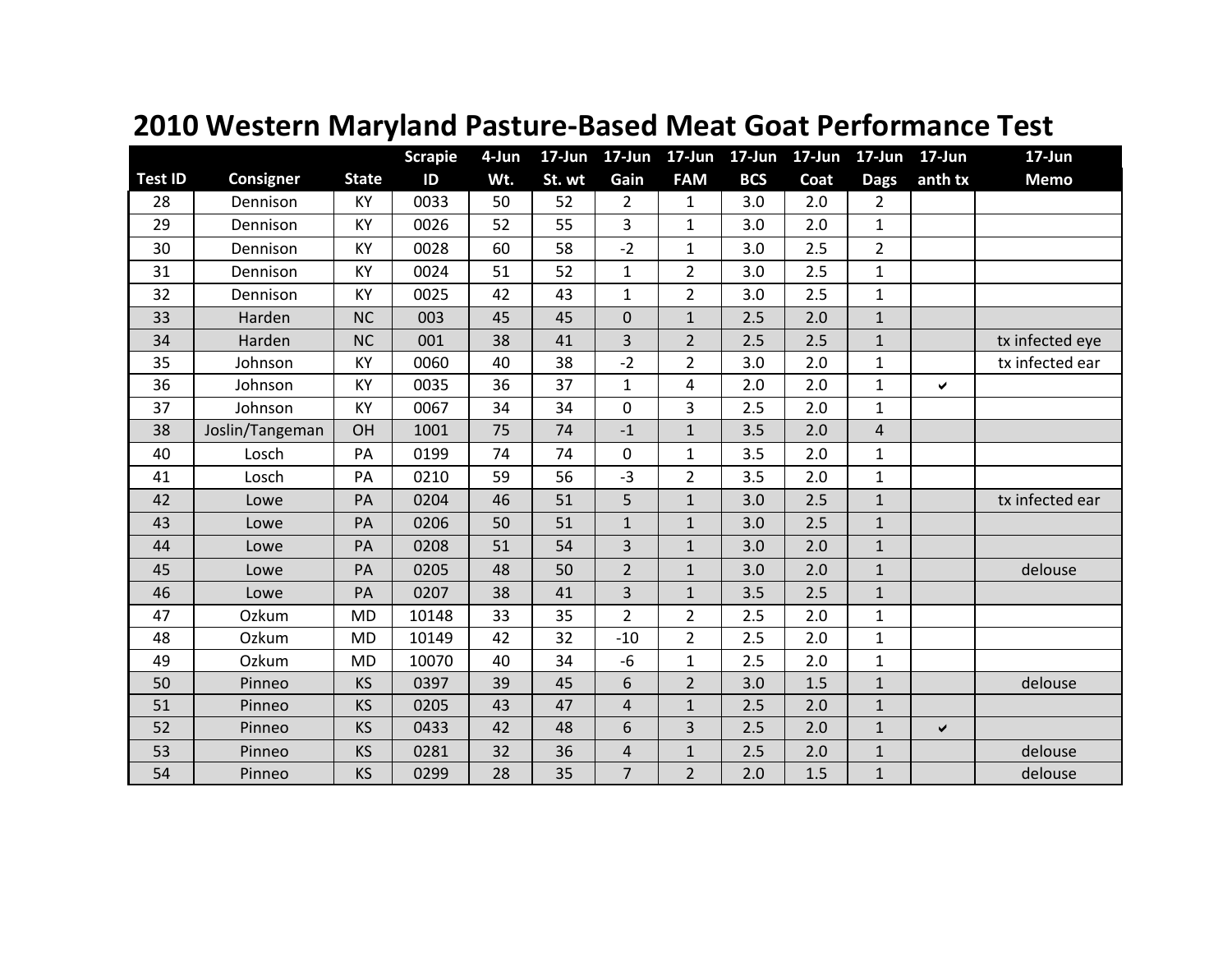# 2010 Western Maryland Pasture-Based Meat Goat Performance Test

| Test ID | Consigner | State | Scrapie ID | 4-Jun Wt. | 17-Jun St. wt | 17-Jun Gain | 17-Jun FAM | 17-Jun BCS | 17-Jun Coat | 17-Jun Dags | 17-Jun anth tx | 17-Jun Memo |
|---|---|---|---|---|---|---|---|---|---|---|---|---|
| 28 | Dennison | KY | 0033 | 50 | 52 | 2 | 1 | 3.0 | 2.0 | 2 | | |
| 29 | Dennison | KY | 0026 | 52 | 55 | 3 | 1 | 3.0 | 2.0 | 1 | | |
| 30 | Dennison | KY | 0028 | 60 | 58 | -2 | 1 | 3.0 | 2.5 | 2 | | |
| 31 | Dennison | KY | 0024 | 51 | 52 | 1 | 2 | 3.0 | 2.5 | 1 | | |
| 32 | Dennison | KY | 0025 | 42 | 43 | 1 | 2 | 3.0 | 2.5 | 1 | | |
| 33 | Harden | NC | 003 | 45 | 45 | 0 | 1 | 2.5 | 2.0 | 1 | | |
| 34 | Harden | NC | 001 | 38 | 41 | 3 | 2 | 2.5 | 2.5 | 1 | | tx infected eye |
| 35 | Johnson | KY | 0060 | 40 | 38 | -2 | 2 | 3.0 | 2.0 | 1 | | tx infected ear |
| 36 | Johnson | KY | 0035 | 36 | 37 | 1 | 4 | 2.0 | 2.0 | 1 | ✔ | |
| 37 | Johnson | KY | 0067 | 34 | 34 | 0 | 3 | 2.5 | 2.0 | 1 | | |
| 38 | Joslin/Tangeman | OH | 1001 | 75 | 74 | -1 | 1 | 3.5 | 2.0 | 4 | | |
| 40 | Losch | PA | 0199 | 74 | 74 | 0 | 1 | 3.5 | 2.0 | 1 | | |
| 41 | Losch | PA | 0210 | 59 | 56 | -3 | 2 | 3.5 | 2.0 | 1 | | |
| 42 | Lowe | PA | 0204 | 46 | 51 | 5 | 1 | 3.0 | 2.5 | 1 | | tx infected ear |
| 43 | Lowe | PA | 0206 | 50 | 51 | 1 | 1 | 3.0 | 2.5 | 1 | | |
| 44 | Lowe | PA | 0208 | 51 | 54 | 3 | 1 | 3.0 | 2.0 | 1 | | |
| 45 | Lowe | PA | 0205 | 48 | 50 | 2 | 1 | 3.0 | 2.0 | 1 | | delouse |
| 46 | Lowe | PA | 0207 | 38 | 41 | 3 | 1 | 3.5 | 2.5 | 1 | | |
| 47 | Ozkum | MD | 10148 | 33 | 35 | 2 | 2 | 2.5 | 2.0 | 1 | | |
| 48 | Ozkum | MD | 10149 | 42 | 32 | -10 | 2 | 2.5 | 2.0 | 1 | | |
| 49 | Ozkum | MD | 10070 | 40 | 34 | -6 | 1 | 2.5 | 2.0 | 1 | | |
| 50 | Pinneo | KS | 0397 | 39 | 45 | 6 | 2 | 3.0 | 1.5 | 1 | | delouse |
| 51 | Pinneo | KS | 0205 | 43 | 47 | 4 | 1 | 2.5 | 2.0 | 1 | | |
| 52 | Pinneo | KS | 0433 | 42 | 48 | 6 | 3 | 2.5 | 2.0 | 1 | ✔ | |
| 53 | Pinneo | KS | 0281 | 32 | 36 | 4 | 1 | 2.5 | 2.0 | 1 | | delouse |
| 54 | Pinneo | KS | 0299 | 28 | 35 | 7 | 2 | 2.0 | 1.5 | 1 | | delouse |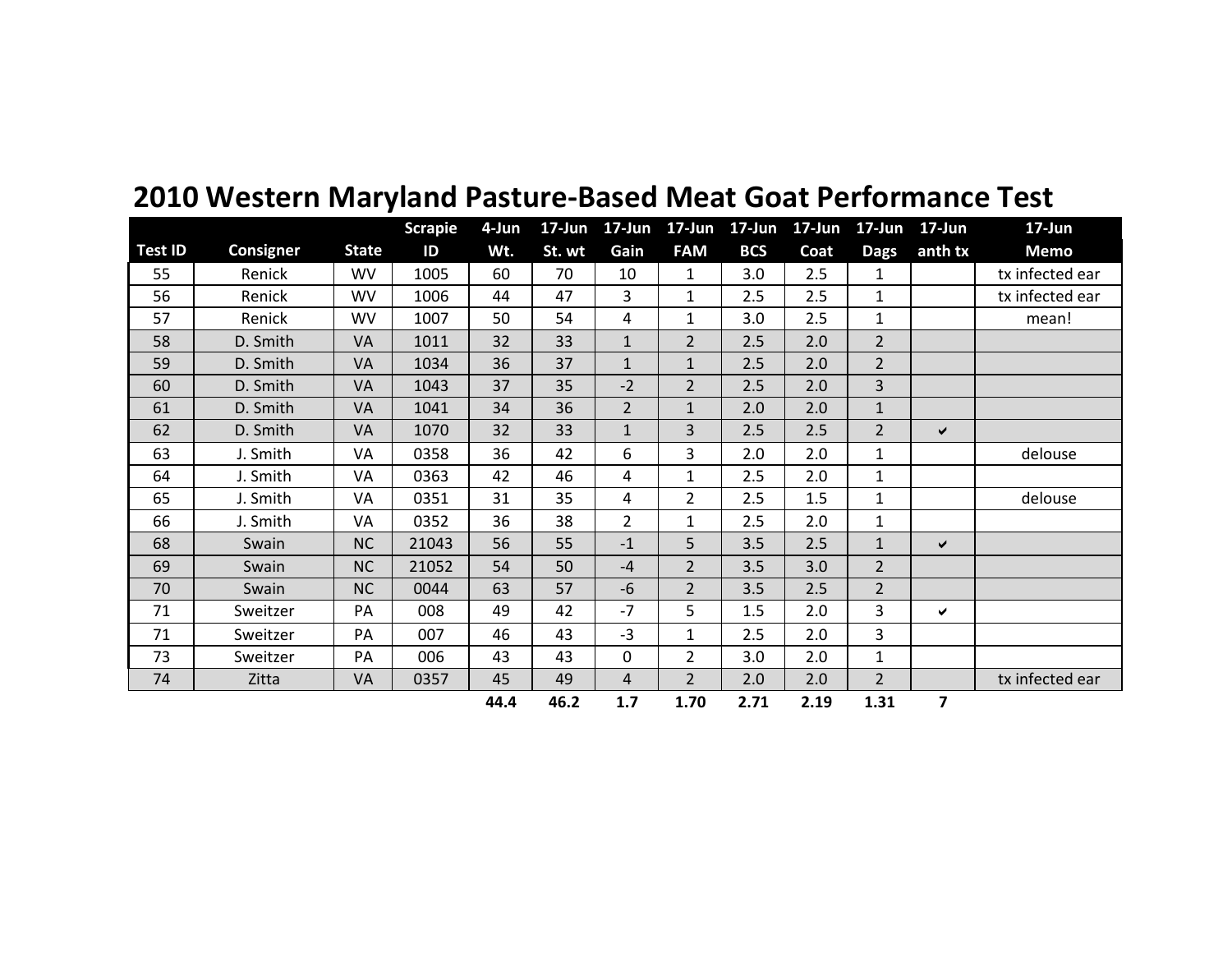# 2010 Western Maryland Pasture-Based Meat Goat Performance Test

| Test ID | Consigner | State | Scrapie ID | 4-Jun Wt. | 17-Jun St. wt | 17-Jun Gain | 17-Jun FAM | 17-Jun BCS | 17-Jun Coat | 17-Jun Dags | 17-Jun anth tx | 17-Jun Memo |
|---|---|---|---|---|---|---|---|---|---|---|---|---|
| 55 | Renick | WV | 1005 | 60 | 70 | 10 | 1 | 3.0 | 2.5 | 1 | | tx infected ear |
| 56 | Renick | WV | 1006 | 44 | 47 | 3 | 1 | 2.5 | 2.5 | 1 | | tx infected ear |
| 57 | Renick | WV | 1007 | 50 | 54 | 4 | 1 | 3.0 | 2.5 | 1 | | mean! |
| 58 | D. Smith | VA | 1011 | 32 | 33 | 1 | 2 | 2.5 | 2.0 | 2 | | |
| 59 | D. Smith | VA | 1034 | 36 | 37 | 1 | 1 | 2.5 | 2.0 | 2 | | |
| 60 | D. Smith | VA | 1043 | 37 | 35 | -2 | 2 | 2.5 | 2.0 | 3 | | |
| 61 | D. Smith | VA | 1041 | 34 | 36 | 2 | 1 | 2.0 | 2.0 | 1 | | |
| 62 | D. Smith | VA | 1070 | 32 | 33 | 1 | 3 | 2.5 | 2.5 | 2 | ✔ | |
| 63 | J. Smith | VA | 0358 | 36 | 42 | 6 | 3 | 2.0 | 2.0 | 1 | | delouse |
| 64 | J. Smith | VA | 0363 | 42 | 46 | 4 | 1 | 2.5 | 2.0 | 1 | | |
| 65 | J. Smith | VA | 0351 | 31 | 35 | 4 | 2 | 2.5 | 1.5 | 1 | | delouse |
| 66 | J. Smith | VA | 0352 | 36 | 38 | 2 | 1 | 2.5 | 2.0 | 1 | | |
| 68 | Swain | NC | 21043 | 56 | 55 | -1 | 5 | 3.5 | 2.5 | 1 | ✔ | |
| 69 | Swain | NC | 21052 | 54 | 50 | -4 | 2 | 3.5 | 3.0 | 2 | | |
| 70 | Swain | NC | 0044 | 63 | 57 | -6 | 2 | 3.5 | 2.5 | 2 | | |
| 71 | Sweitzer | PA | 008 | 49 | 42 | -7 | 5 | 1.5 | 2.0 | 3 | ✔ | |
| 71 | Sweitzer | PA | 007 | 46 | 43 | -3 | 1 | 2.5 | 2.0 | 3 | | |
| 73 | Sweitzer | PA | 006 | 43 | 43 | 0 | 2 | 3.0 | 2.0 | 1 | | |
| 74 | Zitta | VA | 0357 | 45 | 49 | 4 | 2 | 2.0 | 2.0 | 2 | | tx infected ear |
| | | | | **44.4** | **46.2** | **1.7** | **1.70** | **2.71** | **2.19** | **1.31** | **7** | |